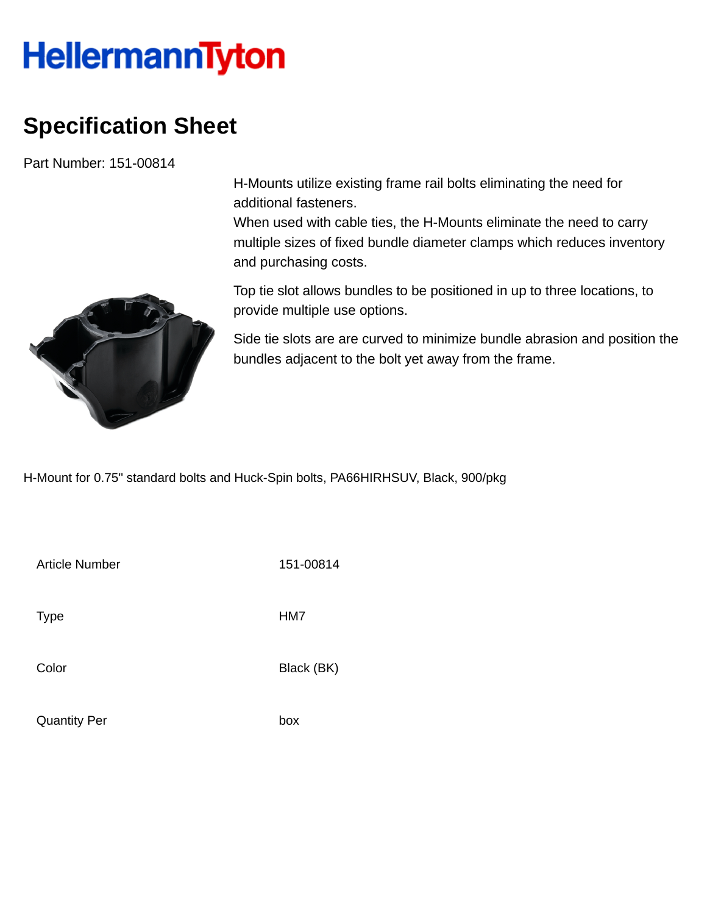HellermannTyton

# Specification Sheet

Part Number: 151-00814

H-Mounts utilize existing frame rail bolts eliminating the need for additional fasteners.
When used with cable ties, the H-Mounts eliminate the need to carry multiple sizes of fixed bundle diameter clamps which reduces inventory and purchasing costs.

Top tie slot allows bundles to be positioned in up to three locations, to provide multiple use options.

Side tie slots are are curved to minimize bundle abrasion and position the bundles adjacent to the bolt yet away from the frame.

H-Mount for 0.75" standard bolts and Huck-Spin bolts, PA66HIRHSUV, Black, 900/pkg

| | |
|---|---|
| Article Number | 151-00814 |
| Type | HM7 |
| Color | Black (BK) |
| Quantity Per | box |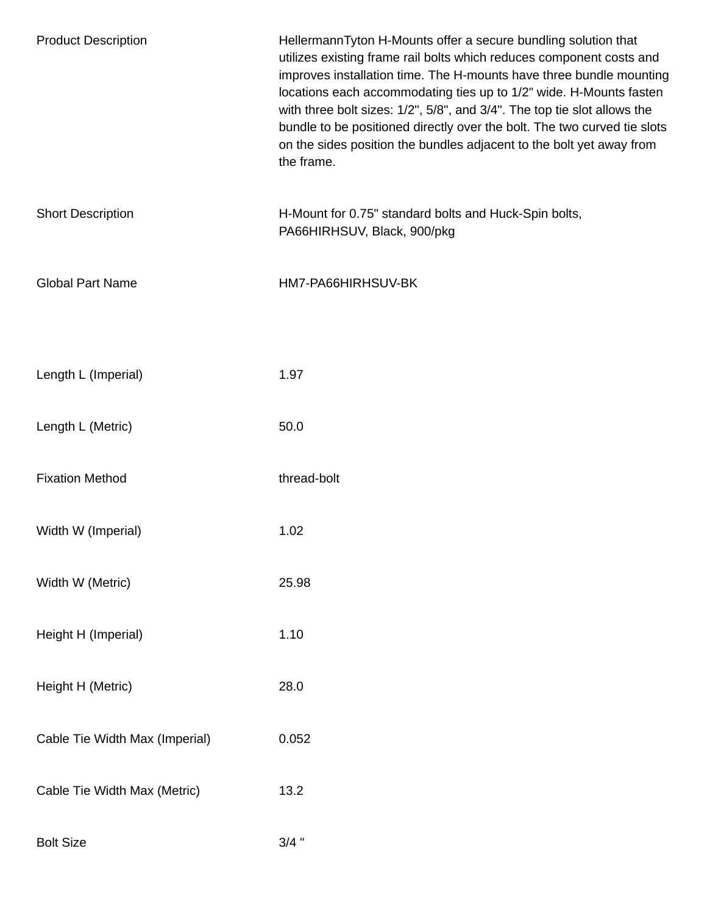| | |
|---|---|
| Product Description | HellermannTyton H-Mounts offer a secure bundling solution that utilizes existing frame rail bolts which reduces component costs and improves installation time. The H-mounts have three bundle mounting locations each accommodating ties up to 1/2" wide. H-Mounts fasten with three bolt sizes: 1/2", 5/8", and 3/4". The top tie slot allows the bundle to be positioned directly over the bolt. The two curved tie slots on the sides position the bundles adjacent to the bolt yet away from the frame. |
| Short Description | H-Mount for 0.75" standard bolts and Huck-Spin bolts, PA66HIRHSUV, Black, 900/pkg |
| Global Part Name | HM7-PA66HIRHSUV-BK |
| Length L (Imperial) | 1.97 |
| Length L (Metric) | 50.0 |
| Fixation Method | thread-bolt |
| Width W (Imperial) | 1.02 |
| Width W (Metric) | 25.98 |
| Height H (Imperial) | 1.10 |
| Height H (Metric) | 28.0 |
| Cable Tie Width Max (Imperial) | 0.052 |
| Cable Tie Width Max (Metric) | 13.2 |
| Bolt Size | 3/4 " |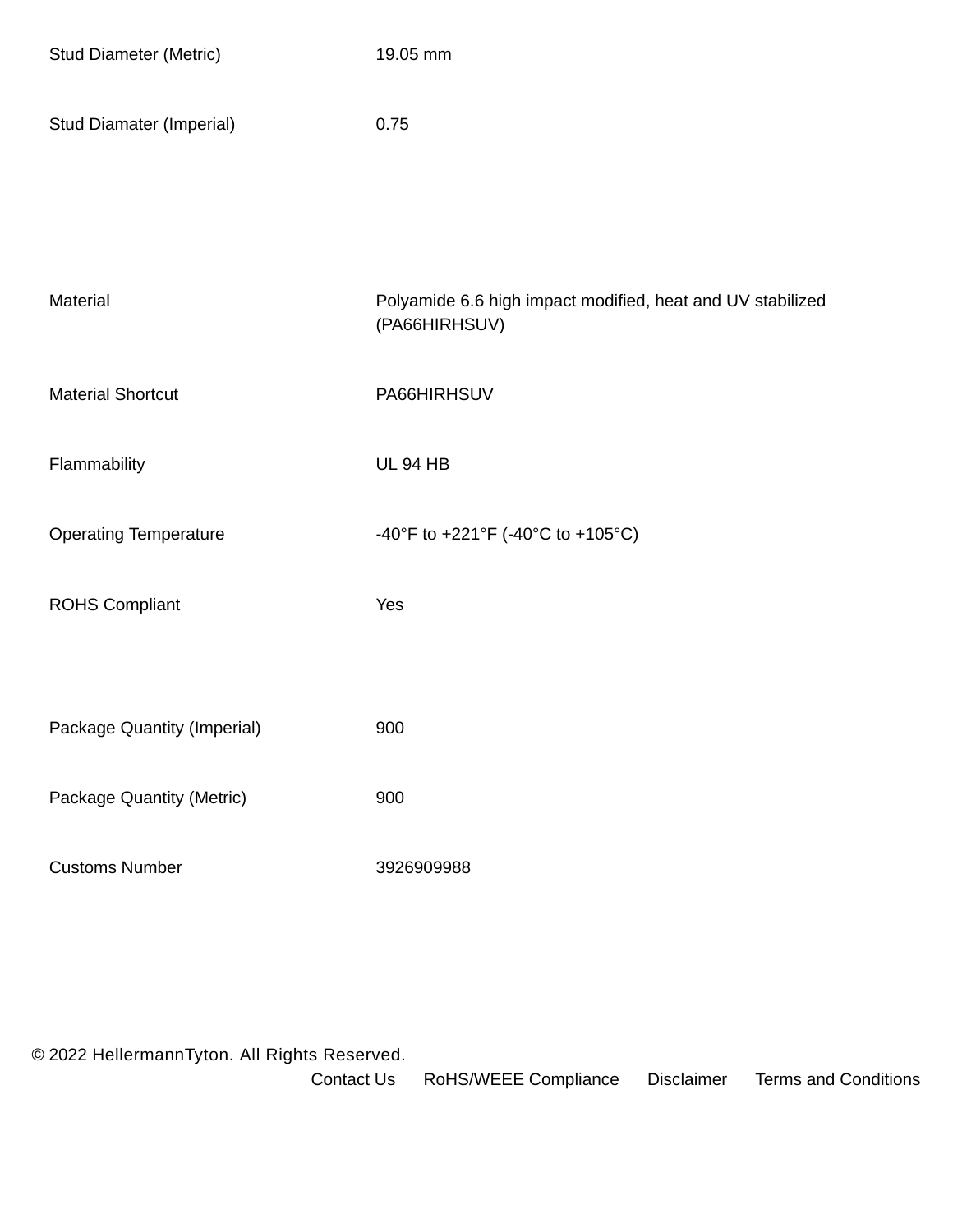| | |
|---|---|
| Stud Diameter (Metric) | 19.05 mm |
| Stud Diamater (Imperial) | 0.75 |

| | |
|---|---|
| Material | Polyamide 6.6 high impact modified, heat and UV stabilized (PA66HIRHSUV) |
| Material Shortcut | PA66HIRHSUV |
| Flammability | UL 94 HB |
| Operating Temperature | -40°F to +221°F (-40°C to +105°C) |
| ROHS Compliant | Yes |

| | |
|---|---|
| Package Quantity (Imperial) | 900 |
| Package Quantity (Metric) | 900 |
| Customs Number | 3926909988 |

© 2022 HellermannTyton. All Rights Reserved.

Contact Us RoHS/WEEE Compliance Disclaimer Terms and Conditions